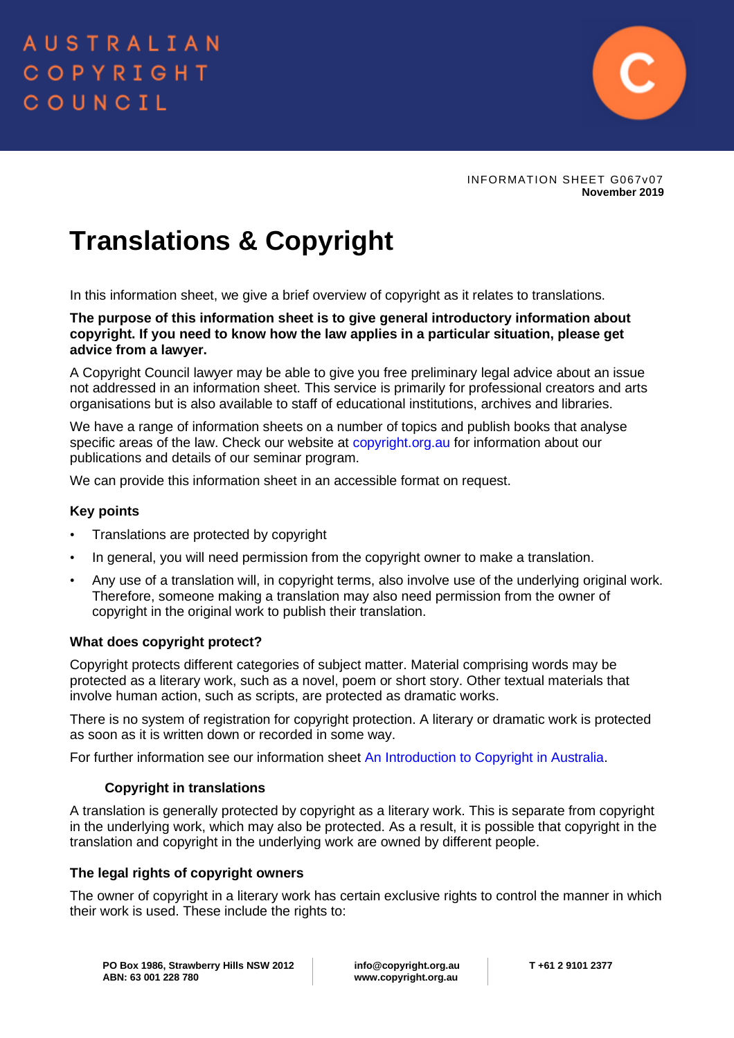AUSTRALIAN COPYRIGHT COUNCIL

INFORMATION SHEET G067v07
**November 2019**

# Translations & Copyright

In this information sheet, we give a brief overview of copyright as it relates to translations.

**The purpose of this information sheet is to give general introductory information about copyright. If you need to know how the law applies in a particular situation, please get advice from a lawyer.**

A Copyright Council lawyer may be able to give you free preliminary legal advice about an issue not addressed in an information sheet. This service is primarily for professional creators and arts organisations but is also available to staff of educational institutions, archives and libraries.

We have a range of information sheets on a number of topics and publish books that analyse specific areas of the law. Check our website at copyright.org.au for information about our publications and details of our seminar program.

We can provide this information sheet in an accessible format on request.

### Key points

- Translations are protected by copyright
- In general, you will need permission from the copyright owner to make a translation.
- Any use of a translation will, in copyright terms, also involve use of the underlying original work. Therefore, someone making a translation may also need permission from the owner of copyright in the original work to publish their translation.

### What does copyright protect?

Copyright protects different categories of subject matter. Material comprising words may be protected as a literary work, such as a novel, poem or short story. Other textual materials that involve human action, such as scripts, are protected as dramatic works.

There is no system of registration for copyright protection. A literary or dramatic work is protected as soon as it is written down or recorded in some way.

For further information see our information sheet An Introduction to Copyright in Australia.

### Copyright in translations

A translation is generally protected by copyright as a literary work. This is separate from copyright in the underlying work, which may also be protected. As a result, it is possible that copyright in the translation and copyright in the underlying work are owned by different people.

### The legal rights of copyright owners

The owner of copyright in a literary work has certain exclusive rights to control the manner in which their work is used. These include the rights to: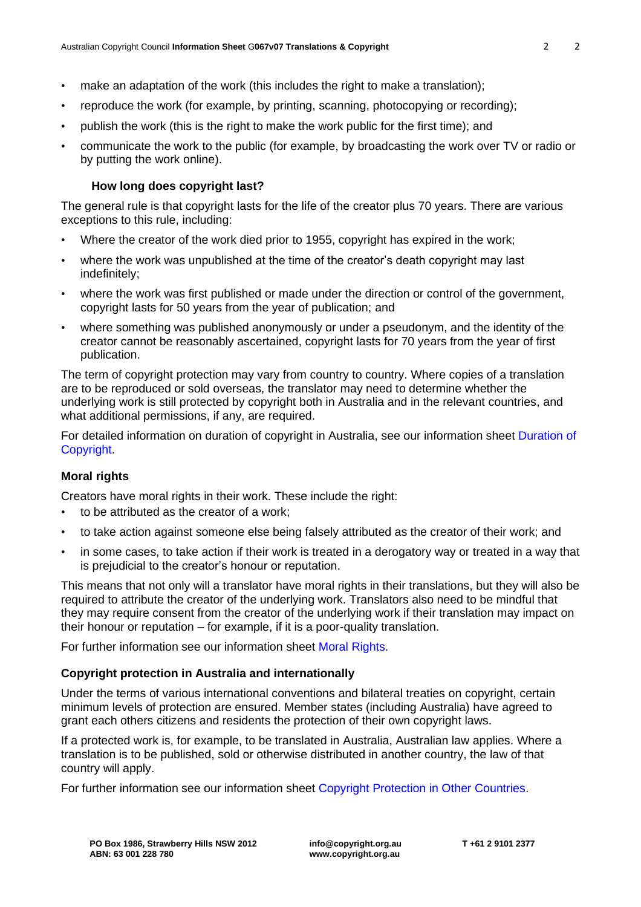- make an adaptation of the work (this includes the right to make a translation);
- reproduce the work (for example, by printing, scanning, photocopying or recording);
- publish the work (this is the right to make the work public for the first time); and
- communicate the work to the public (for example, by broadcasting the work over TV or radio or by putting the work online).

### How long does copyright last?

The general rule is that copyright lasts for the life of the creator plus 70 years. There are various exceptions to this rule, including:

- Where the creator of the work died prior to 1955, copyright has expired in the work;
- where the work was unpublished at the time of the creator's death copyright may last indefinitely;
- where the work was first published or made under the direction or control of the government, copyright lasts for 50 years from the year of publication; and
- where something was published anonymously or under a pseudonym, and the identity of the creator cannot be reasonably ascertained, copyright lasts for 70 years from the year of first publication.

The term of copyright protection may vary from country to country. Where copies of a translation are to be reproduced or sold overseas, the translator may need to determine whether the underlying work is still protected by copyright both in Australia and in the relevant countries, and what additional permissions, if any, are required.

For detailed information on duration of copyright in Australia, see our information sheet Duration of Copyright.

## Moral rights

Creators have moral rights in their work. These include the right:

- to be attributed as the creator of a work;
- to take action against someone else being falsely attributed as the creator of their work; and
- in some cases, to take action if their work is treated in a derogatory way or treated in a way that is prejudicial to the creator's honour or reputation.

This means that not only will a translator have moral rights in their translations, but they will also be required to attribute the creator of the underlying work. Translators also need to be mindful that they may require consent from the creator of the underlying work if their translation may impact on their honour or reputation – for example, if it is a poor-quality translation.

For further information see our information sheet Moral Rights.

## Copyright protection in Australia and internationally

Under the terms of various international conventions and bilateral treaties on copyright, certain minimum levels of protection are ensured. Member states (including Australia) have agreed to grant each others citizens and residents the protection of their own copyright laws.

If a protected work is, for example, to be translated in Australia, Australian law applies. Where a translation is to be published, sold or otherwise distributed in another country, the law of that country will apply.

For further information see our information sheet Copyright Protection in Other Countries.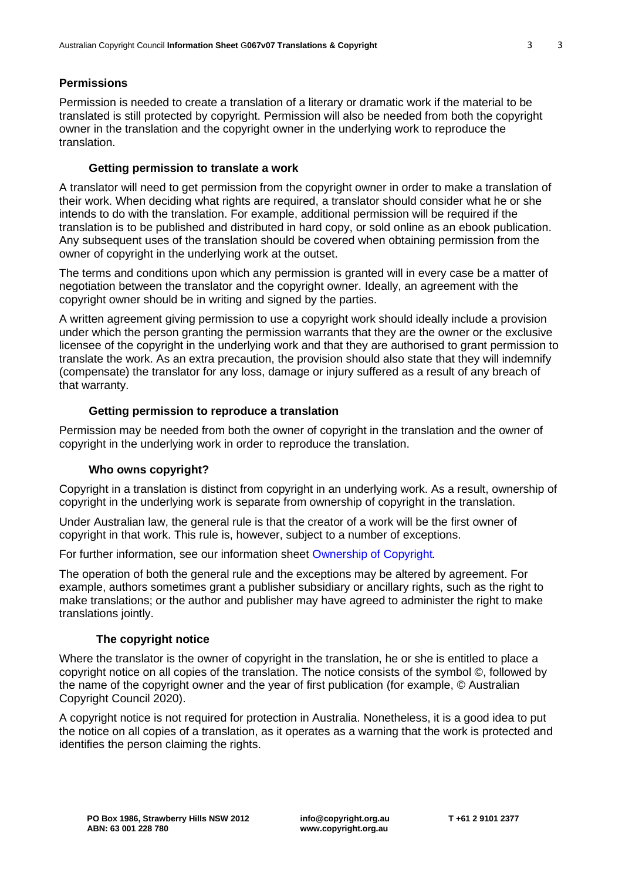## Permissions

Permission is needed to create a translation of a literary or dramatic work if the material to be translated is still protected by copyright. Permission will also be needed from both the copyright owner in the translation and the copyright owner in the underlying work to reproduce the translation.

### Getting permission to translate a work

A translator will need to get permission from the copyright owner in order to make a translation of their work. When deciding what rights are required, a translator should consider what he or she intends to do with the translation. For example, additional permission will be required if the translation is to be published and distributed in hard copy, or sold online as an ebook publication. Any subsequent uses of the translation should be covered when obtaining permission from the owner of copyright in the underlying work at the outset.

The terms and conditions upon which any permission is granted will in every case be a matter of negotiation between the translator and the copyright owner. Ideally, an agreement with the copyright owner should be in writing and signed by the parties.

A written agreement giving permission to use a copyright work should ideally include a provision under which the person granting the permission warrants that they are the owner or the exclusive licensee of the copyright in the underlying work and that they are authorised to grant permission to translate the work. As an extra precaution, the provision should also state that they will indemnify (compensate) the translator for any loss, damage or injury suffered as a result of any breach of that warranty.

### Getting permission to reproduce a translation

Permission may be needed from both the owner of copyright in the translation and the owner of copyright in the underlying work in order to reproduce the translation.

### Who owns copyright?

Copyright in a translation is distinct from copyright in an underlying work. As a result, ownership of copyright in the underlying work is separate from ownership of copyright in the translation.

Under Australian law, the general rule is that the creator of a work will be the first owner of copyright in that work. This rule is, however, subject to a number of exceptions.

For further information, see our information sheet Ownership of Copyright.

The operation of both the general rule and the exceptions may be altered by agreement. For example, authors sometimes grant a publisher subsidiary or ancillary rights, such as the right to make translations; or the author and publisher may have agreed to administer the right to make translations jointly.

### The copyright notice

Where the translator is the owner of copyright in the translation, he or she is entitled to place a copyright notice on all copies of the translation. The notice consists of the symbol ©, followed by the name of the copyright owner and the year of first publication (for example, © Australian Copyright Council 2020).

A copyright notice is not required for protection in Australia. Nonetheless, it is a good idea to put the notice on all copies of a translation, as it operates as a warning that the work is protected and identifies the person claiming the rights.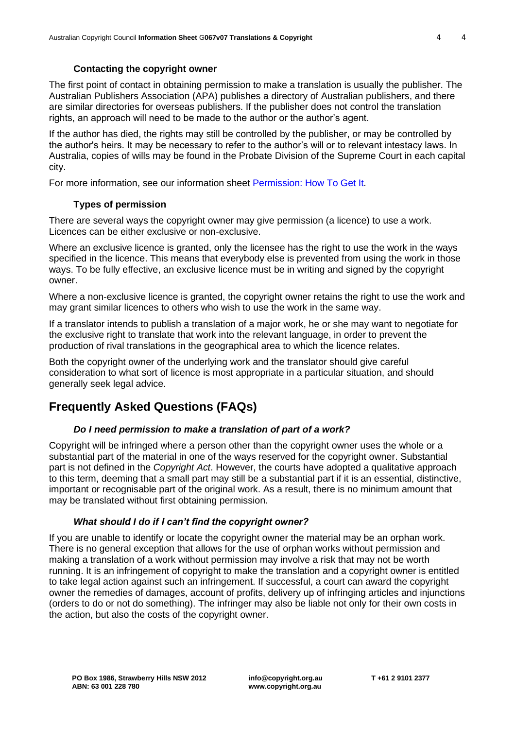### Contacting the copyright owner

The first point of contact in obtaining permission to make a translation is usually the publisher. The Australian Publishers Association (APA) publishes a directory of Australian publishers, and there are similar directories for overseas publishers. If the publisher does not control the translation rights, an approach will need to be made to the author or the author's agent.

If the author has died, the rights may still be controlled by the publisher, or may be controlled by the author's heirs. It may be necessary to refer to the author's will or to relevant intestacy laws. In Australia, copies of wills may be found in the Probate Division of the Supreme Court in each capital city.

For more information, see our information sheet Permission: How To Get It.

### Types of permission

There are several ways the copyright owner may give permission (a licence) to use a work. Licences can be either exclusive or non-exclusive.

Where an exclusive licence is granted, only the licensee has the right to use the work in the ways specified in the licence. This means that everybody else is prevented from using the work in those ways. To be fully effective, an exclusive licence must be in writing and signed by the copyright owner.

Where a non-exclusive licence is granted, the copyright owner retains the right to use the work and may grant similar licences to others who wish to use the work in the same way.

If a translator intends to publish a translation of a major work, he or she may want to negotiate for the exclusive right to translate that work into the relevant language, in order to prevent the production of rival translations in the geographical area to which the licence relates.

Both the copyright owner of the underlying work and the translator should give careful consideration to what sort of licence is most appropriate in a particular situation, and should generally seek legal advice.

## Frequently Asked Questions (FAQs)

### *Do I need permission to make a translation of part of a work?*

Copyright will be infringed where a person other than the copyright owner uses the whole or a substantial part of the material in one of the ways reserved for the copyright owner. Substantial part is not defined in the *Copyright Act*. However, the courts have adopted a qualitative approach to this term, deeming that a small part may still be a substantial part if it is an essential, distinctive, important or recognisable part of the original work. As a result, there is no minimum amount that may be translated without first obtaining permission.

### *What should I do if I can't find the copyright owner?*

If you are unable to identify or locate the copyright owner the material may be an orphan work. There is no general exception that allows for the use of orphan works without permission and making a translation of a work without permission may involve a risk that may not be worth running. It is an infringement of copyright to make the translation and a copyright owner is entitled to take legal action against such an infringement. If successful, a court can award the copyright owner the remedies of damages, account of profits, delivery up of infringing articles and injunctions (orders to do or not do something). The infringer may also be liable not only for their own costs in the action, but also the costs of the copyright owner.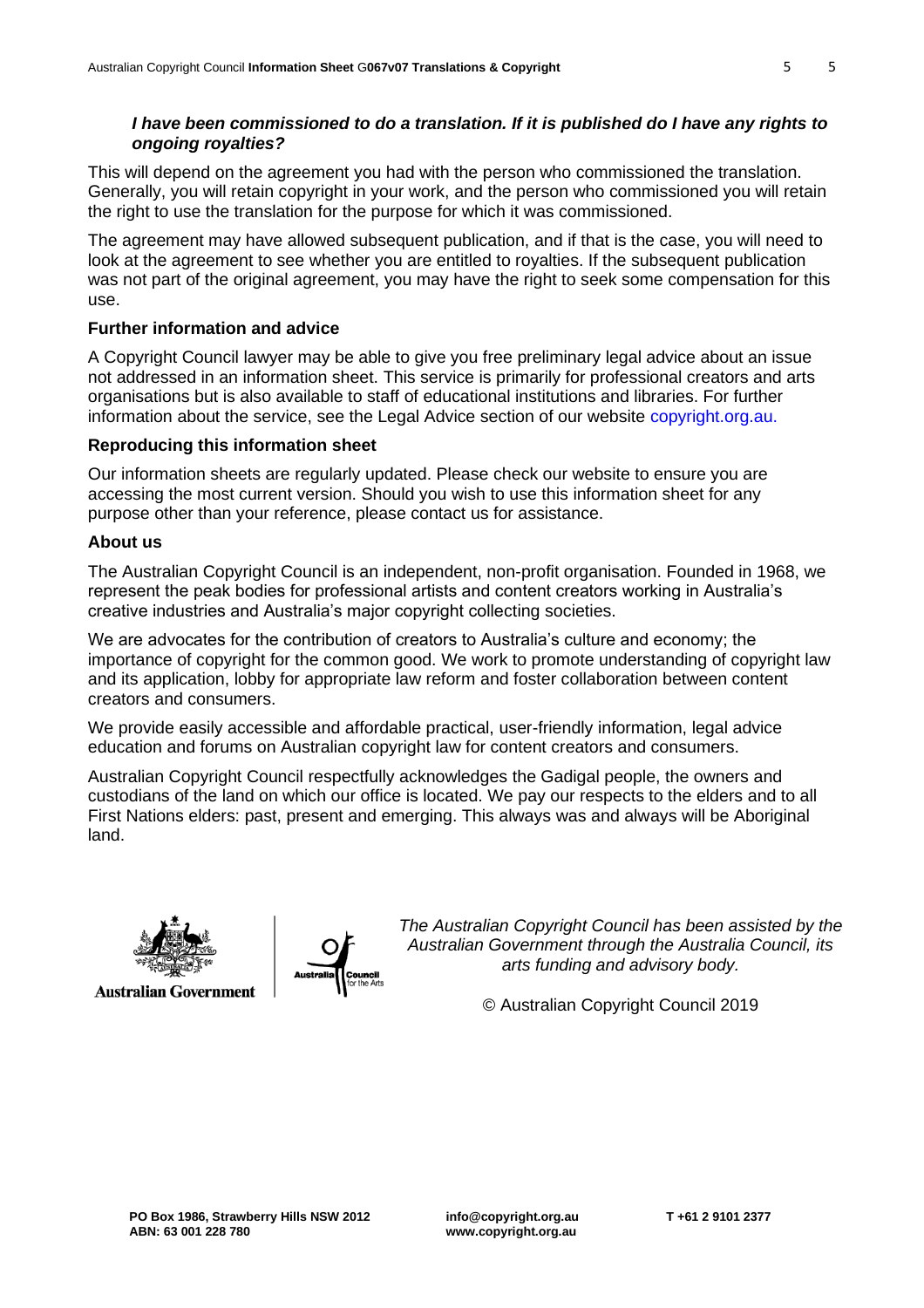### *I have been commissioned to do a translation. If it is published do I have any rights to ongoing royalties?*

This will depend on the agreement you had with the person who commissioned the translation. Generally, you will retain copyright in your work, and the person who commissioned you will retain the right to use the translation for the purpose for which it was commissioned.

The agreement may have allowed subsequent publication, and if that is the case, you will need to look at the agreement to see whether you are entitled to royalties. If the subsequent publication was not part of the original agreement, you may have the right to seek some compensation for this use.

### Further information and advice

A Copyright Council lawyer may be able to give you free preliminary legal advice about an issue not addressed in an information sheet. This service is primarily for professional creators and arts organisations but is also available to staff of educational institutions and libraries. For further information about the service, see the Legal Advice section of our website copyright.org.au.

### Reproducing this information sheet

Our information sheets are regularly updated. Please check our website to ensure you are accessing the most current version. Should you wish to use this information sheet for any purpose other than your reference, please contact us for assistance.

### About us

The Australian Copyright Council is an independent, non-profit organisation. Founded in 1968, we represent the peak bodies for professional artists and content creators working in Australia's creative industries and Australia's major copyright collecting societies.

We are advocates for the contribution of creators to Australia's culture and economy; the importance of copyright for the common good. We work to promote understanding of copyright law and its application, lobby for appropriate law reform and foster collaboration between content creators and consumers.

We provide easily accessible and affordable practical, user-friendly information, legal advice education and forums on Australian copyright law for content creators and consumers.

Australian Copyright Council respectfully acknowledges the Gadigal people, the owners and custodians of the land on which our office is located. We pay our respects to the elders and to all First Nations elders: past, present and emerging. This always was and always will be Aboriginal land.

Australian Government

Australia Council for the Arts

*The Australian Copyright Council has been assisted by the Australian Government through the Australia Council, its arts funding and advisory body.*

© Australian Copyright Council 2019

**PO Box 1986, Strawberry Hills NSW 2012**
**ABN: 63 001 228 780**

**info@copyright.org.au**
**www.copyright.org.au**

**T +61 2 9101 2377**